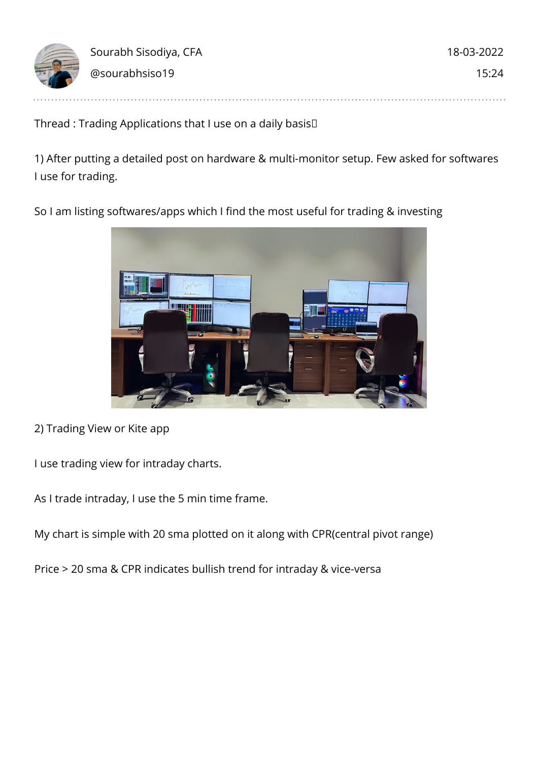Sourabh Sisodiya, CFA
@sourabhsiso19

18-03-2022
15:24

Thread : Trading Applications that I use on a daily basis🧵

1) After putting a detailed post on hardware & multi-monitor setup. Few asked for softwares I use for trading.

So I am listing softwares/apps which I find the most useful for trading & investing

2) Trading View or Kite app

I use trading view for intraday charts.

As I trade intraday, I use the 5 min time frame.

My chart is simple with 20 sma plotted on it along with CPR(central pivot range)

Price > 20 sma & CPR indicates bullish trend for intraday & vice-versa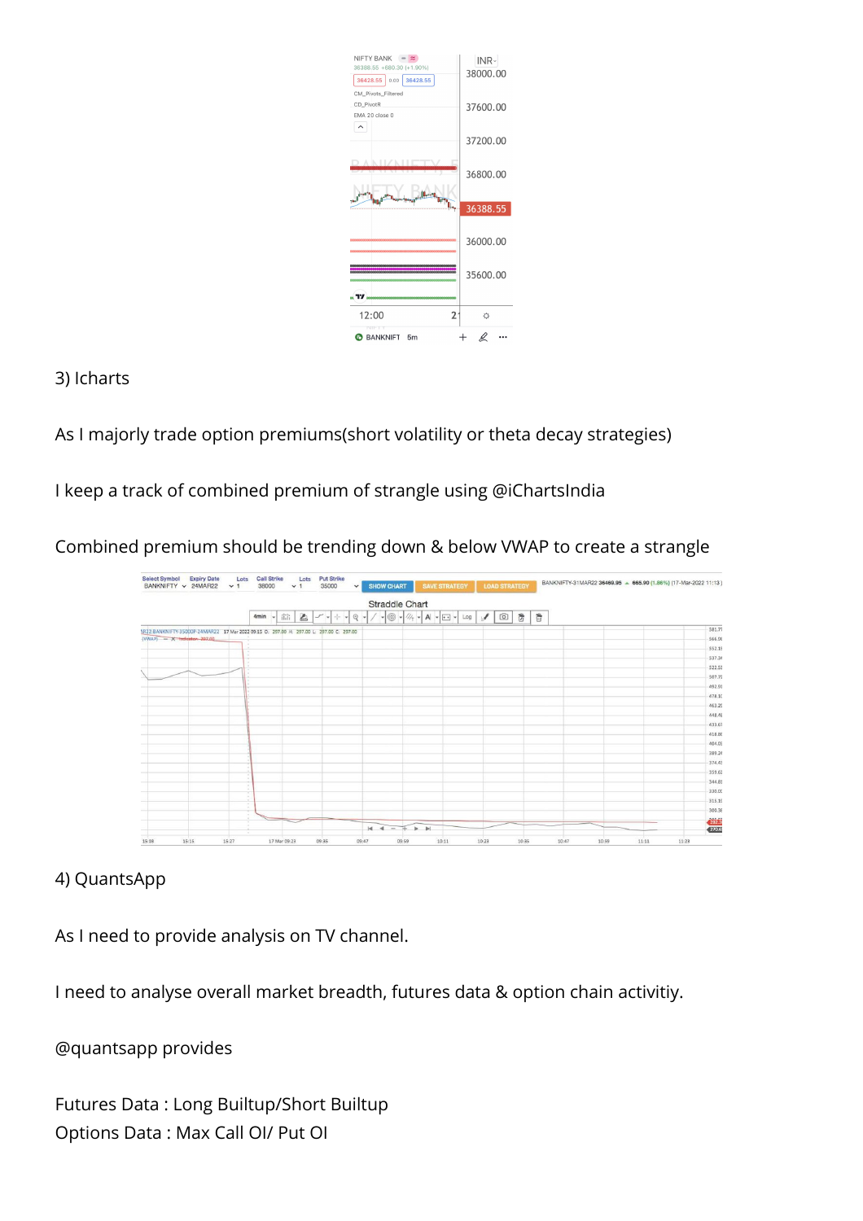3) Icharts

As I majorly trade option premiums(short volatility or theta decay strategies)

I keep a track of combined premium of strangle using @iChartsIndia

Combined premium should be trending down & below VWAP to create a strangle

4) QuantsApp

As I need to provide analysis on TV channel.

I need to analyse overall market breadth, futures data & option chain activitiy.

@quantsapp provides

Futures Data : Long Builtup/Short Builtup
Options Data : Max Call OI/ Put OI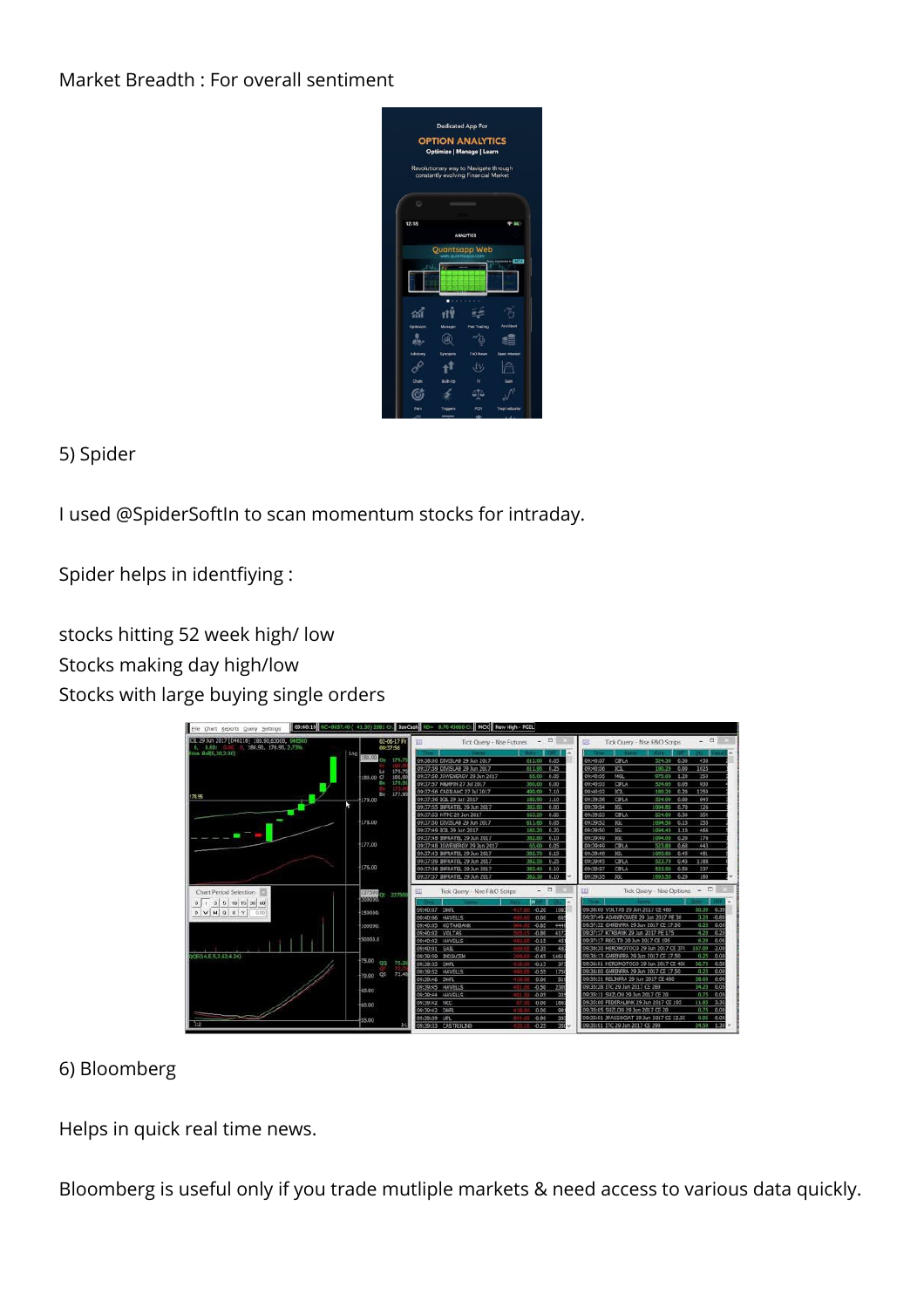Market Breadth : For overall sentiment

5) Spider

I used @SpiderSoftIn to scan momentum stocks for intraday.

Spider helps in identfiying :

stocks hitting 52 week high/ low
Stocks making day high/low
Stocks with large buying single orders

6) Bloomberg

Helps in quick real time news.

Bloomberg is useful only if you trade mutliple markets & need access to various data quickly.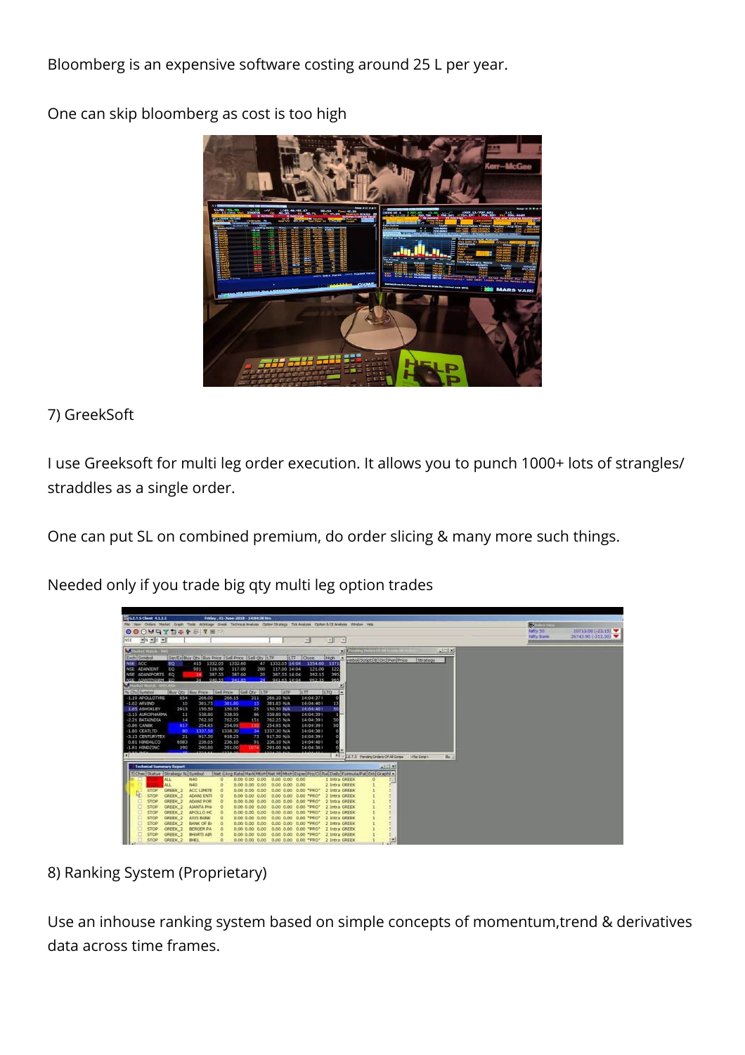Bloomberg is an expensive software costing around 25 L per year.

One can skip bloomberg as cost is too high

7) GreekSoft

I use Greeksoft for multi leg order execution. It allows you to punch 1000+ lots of strangles/ straddles as a single order.

One can put SL on combined premium, do order slicing & many more such things.

Needed only if you trade big qty multi leg option trades

8) Ranking System (Proprietary)

Use an inhouse ranking system based on simple concepts of momentum,trend & derivatives data across time frames.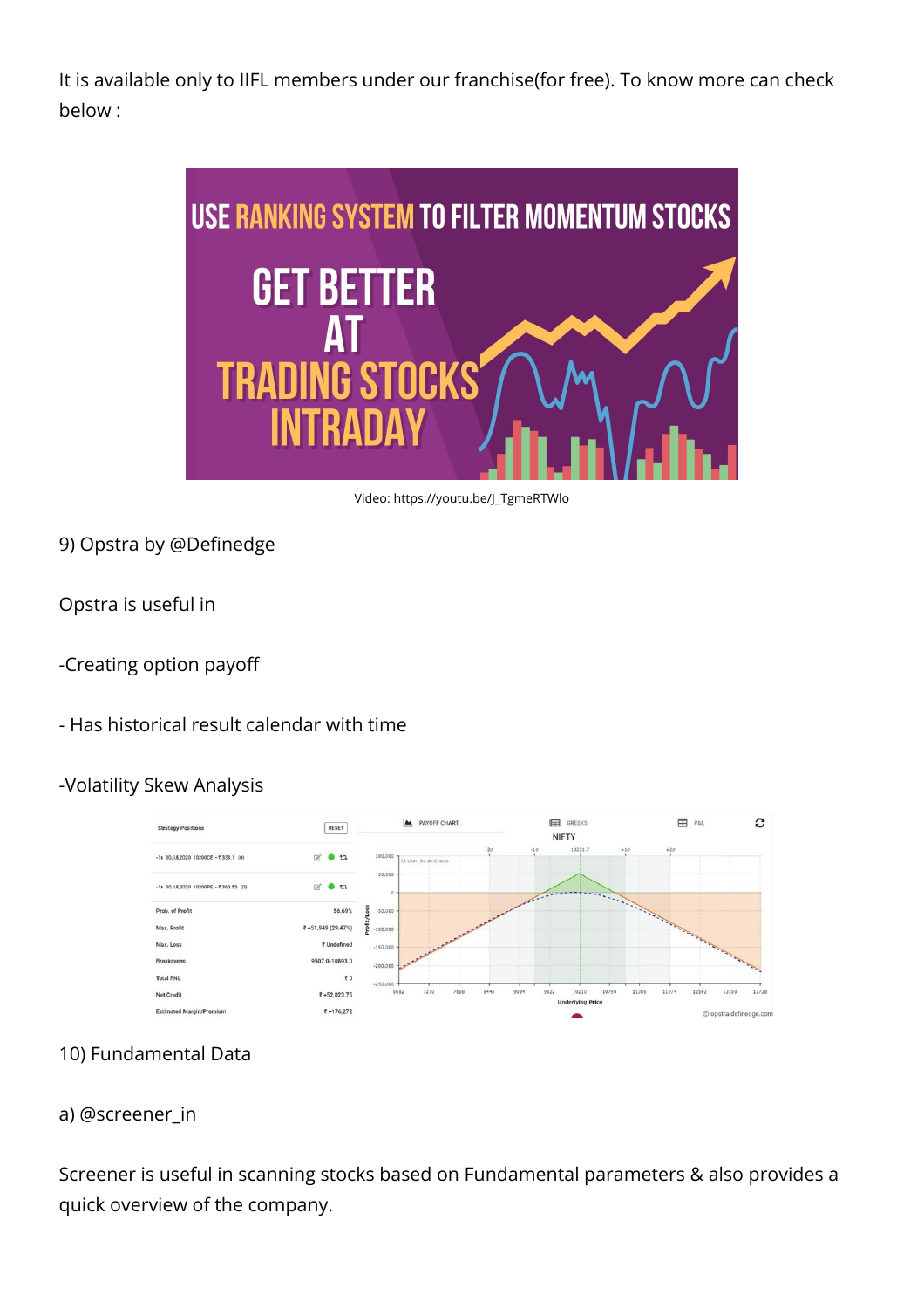It is available only to IIFL members under our franchise(for free). To know more can check below :

Video: https://youtu.be/J_TgmeRTWlo

9) Opstra by @Definedge

Opstra is useful in

-Creating option payoff

- Has historical result calendar with time

-Volatility Skew Analysis

10) Fundamental Data

a) @screener_in

Screener is useful in scanning stocks based on Fundamental parameters & also provides a quick overview of the company.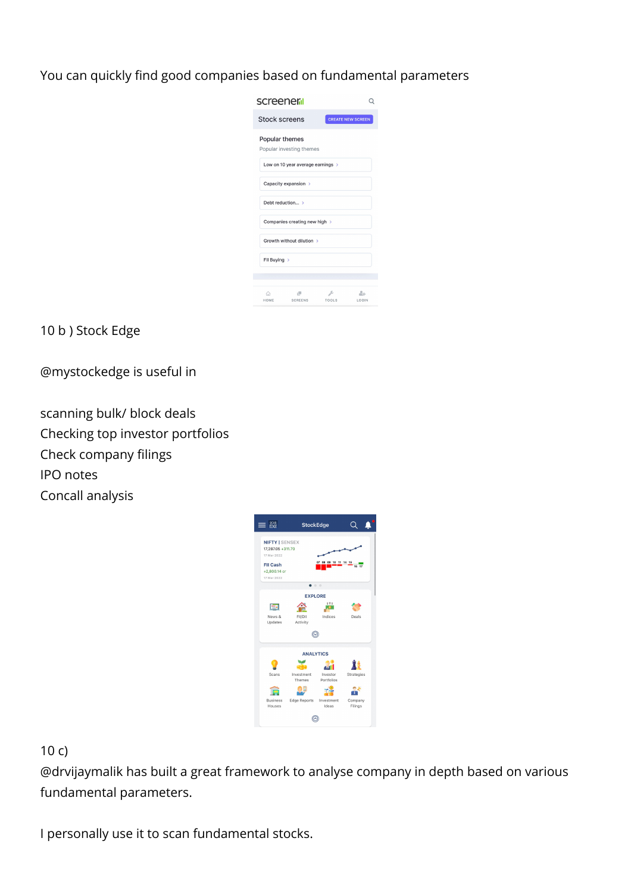You can quickly find good companies based on fundamental parameters

10 b ) Stock Edge

@mystockedge is useful in

scanning bulk/ block deals
Checking top investor portfolios
Check company filings
IPO notes
Concall analysis

10 c)
@drvijaymalik has built a great framework to analyse company in depth based on various fundamental parameters.

I personally use it to scan fundamental stocks.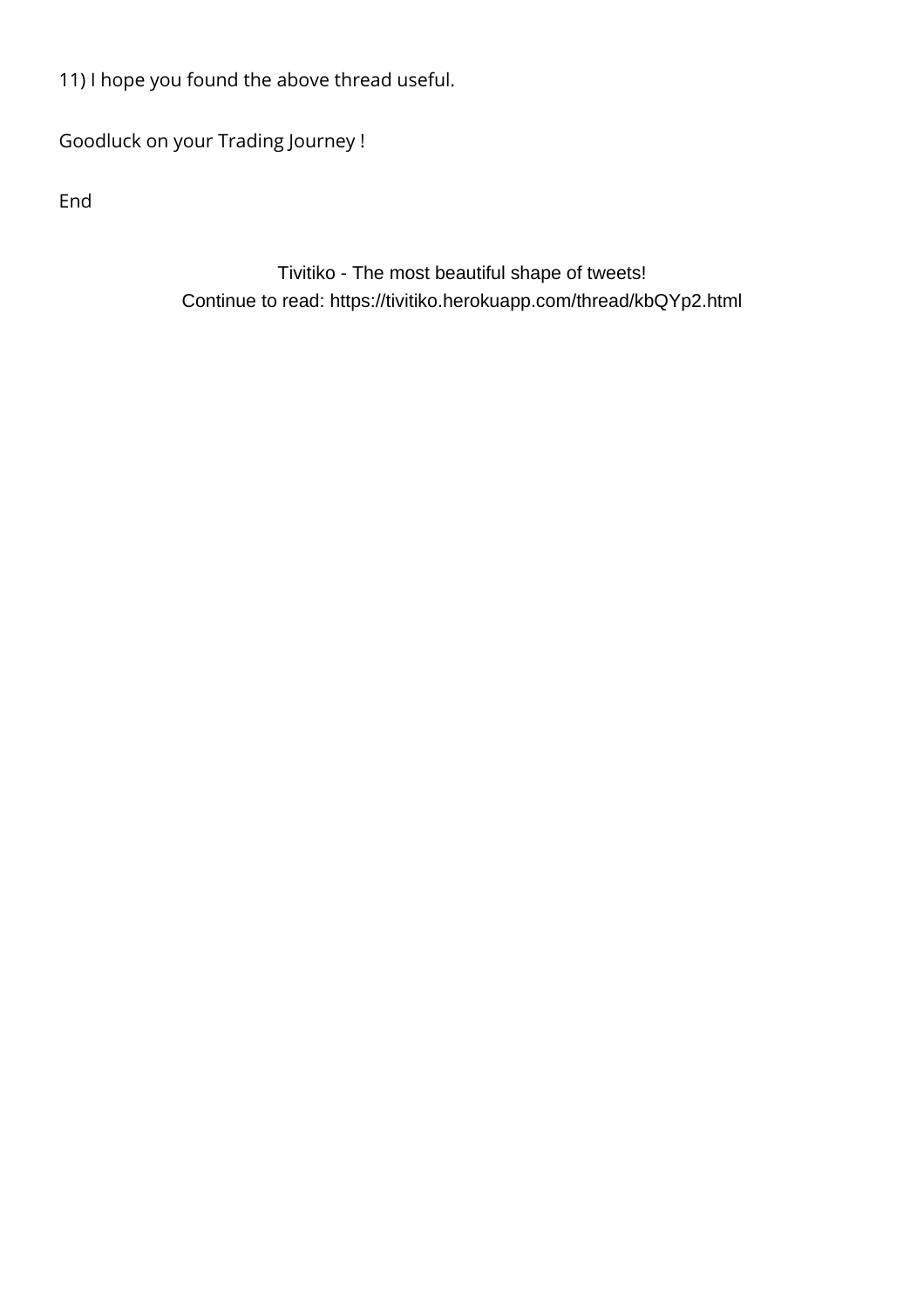11) I hope you found the above thread useful.

Goodluck on your Trading Journey !

End

Tivitiko - The most beautiful shape of tweets!
Continue to read: https://tivitiko.herokuapp.com/thread/kbQYp2.html